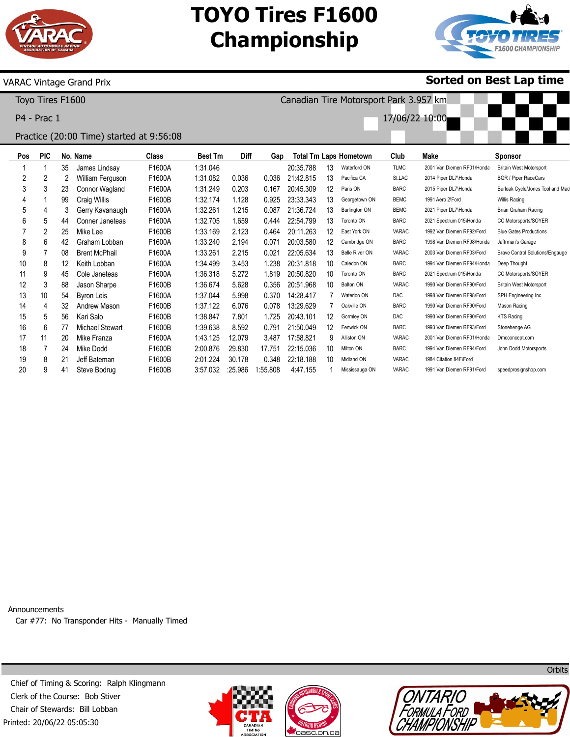# TOYO Tires F1600 Championship

VARAC Vintage Grand Prix

**Sorted on Best Lap time**

Toyo Tires F1600

Canadian Tire Motorsport Park 3.957 km

P4 - Prac 1

17/06/22 10:00

Practice (20:00 Time) started at 9:56:08

| Pos | PIC | No. | Name | Class | Best Tm | Diff | Gap | Total Tm | Laps | Hometown | Club | Make | Sponsor |
|---|---|---|---|---|---|---|---|---|---|---|---|---|---|
| 1 | 1 | 35 | James Lindsay | F1600A | 1:31.046 | | | 20:35.788 | 13 | Waterford ON | TLMC | 2001 Van Diemen RF01\Honda | Britain West Motorsport |
| 2 | 2 | 2 | William Ferguson | F1600A | 1:31.082 | 0.036 | 0.036 | 21:42.815 | 13 | Pacifica CA | St.LAC | 2014 Piper DL7\Honda | BGR / Piper RaceCars |
| 3 | 3 | 23 | Connor Wagland | F1600A | 1:31.249 | 0.203 | 0.167 | 20:45.309 | 12 | Paris ON | BARC | 2015 Piper DL7\Honda | Burloak Cycle/Jones Tool and Mac |
| 4 | 1 | 99 | Craig Willis | F1600B | 1:32.174 | 1.128 | 0.925 | 23:33.343 | 13 | Georgetown ON | BEMC | 1991 Aero 2\Ford | Willis Racing |
| 5 | 4 | 3 | Gerry Kavanaugh | F1600A | 1:32.261 | 1.215 | 0.087 | 21:36.724 | 13 | Burlington ON | BEMC | 2021 Piper DL7\Honda | Brian Graham Racing |
| 6 | 5 | 44 | Conner Janeteas | F1600A | 1:32.705 | 1.659 | 0.444 | 22:54.799 | 13 | Toronto ON | BARC | 2021 Spectrum 015\Honda | CC Motorsports/SOYER |
| 7 | 2 | 25 | Mike Lee | F1600B | 1:33.169 | 2.123 | 0.464 | 20:11.263 | 12 | East York ON | VARAC | 1992 Van Diemen RF92\Ford | Blue Gates Productions |
| 8 | 6 | 42 | Graham Lobban | F1600A | 1:33.240 | 2.194 | 0.071 | 20:03.580 | 12 | Cambridge ON | BARC | 1998 Van Diemen RF98\Honda | Jaftrman's Garage |
| 9 | 7 | 08 | Brent McPhail | F1600A | 1:33.261 | 2.215 | 0.021 | 22:05.634 | 13 | Belle River ON | VARAC | 2003 Van Diemen RF03\Ford | Brave Control Solutions/Engauge |
| 10 | 8 | 12 | Keith Lobban | F1600A | 1:34.499 | 3.453 | 1.238 | 20:31.818 | 10 | Caledon ON | BARC | 1994 Van Diemen RF94\Honda | Deep Thought |
| 11 | 9 | 45 | Cole Janeteas | F1600A | 1:36.318 | 5.272 | 1.819 | 20:50.820 | 10 | Toronto ON | BARC | 2021 Spectrum 015\Honda | CC Motorsports/SOYER |
| 12 | 3 | 88 | Jason Sharpe | F1600B | 1:36.674 | 5.628 | 0.356 | 20:51.968 | 10 | Bolton ON | VARAC | 1990 Van Diemen RF90\Ford | Britain West Motorsport |
| 13 | 10 | 54 | Byron Leis | F1600A | 1:37.044 | 5.998 | 0.370 | 14:28.417 | 7 | Waterloo ON | DAC | 1998 Van Diemen RF98\Ford | SPH Engineering Inc. |
| 14 | 4 | 32 | Andrew Mason | F1600B | 1:37.122 | 6.076 | 0.078 | 13:29.629 | 7 | Oakville ON | BARC | 1990 Van Diemen RF90\Ford | Mason Racing |
| 15 | 5 | 56 | Kari Salo | F1600B | 1:38.847 | 7.801 | 1.725 | 20:43.101 | 12 | Gormley ON | DAC | 1990 Van Diemen RF90\Ford | KTS Racing |
| 16 | 6 | 77 | Michael Stewart | F1600B | 1:39.638 | 8.592 | 0.791 | 21:50.049 | 12 | Fenwick ON | BARC | 1993 Van Diemen RF93\Ford | Stonehenge AG |
| 17 | 11 | 20 | Mike Franza | F1600A | 1:43.125 | 12.079 | 3.487 | 17:58.821 | 9 | Alliston ON | VARAC | 2001 Van Diemen RF01\Honda | Dmcconcept.com |
| 18 | 7 | 24 | Mike Dodd | F1600B | 2:00.876 | 29.830 | 17.751 | 22:15.036 | 10 | Milton ON | BARC | 1994 Van Diemen RF94\Ford | John Dodd Motorsports |
| 19 | 8 | 21 | Jeff Bateman | F1600B | 2:01.224 | 30.178 | 0.348 | 22:18.188 | 10 | Midland ON | VARAC | 1984 Citation 84F\Ford | |
| 20 | 9 | 41 | Steve Bodrug | F1600B | 3:57.032 | :25.986 | 1:55.808 | 4:47.155 | 1 | Mississauga ON | VARAC | 1991 Van Diemen RF91\Ford | speedprosignshop.com |

Announcements

Car #77: No Transponder Hits - Manually Timed

Orbits

Chief of Timing & Scoring: Ralph Klingmann
Clerk of the Course: Bob Stiver
Chair of Stewards: Bill Lobban
Printed: 20/06/22 05:05:30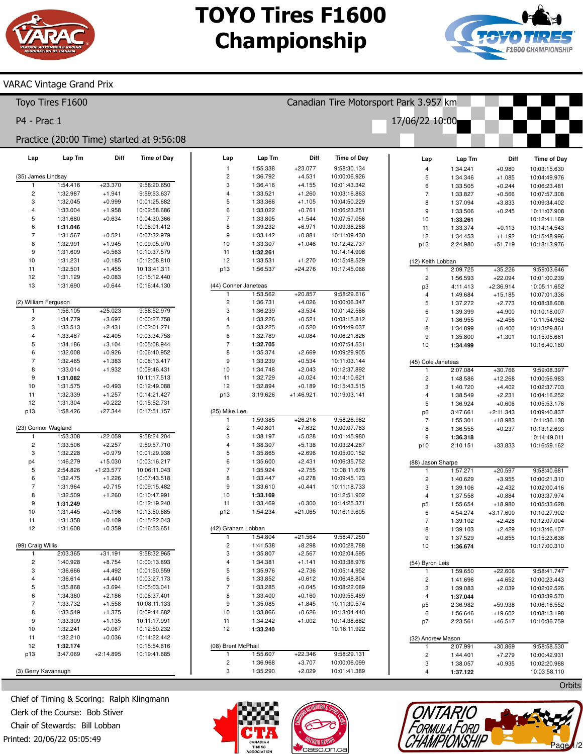# TOYO Tires F1600 Championship

VARAC Vintage Grand Prix

Toyo Tires F1600 — Canadian Tire Motorsport Park 3.957 km

P4 - Prac 1 — 17/06/22 10:00

Practice (20:00 Time) started at 9:56:08

### (35) James Lindsay

| Lap | Lap Tm | Diff | Time of Day |
|---|---|---|---|
| 1 | 1:54.416 | +23.370 | 9:58:20.650 |
| 2 | 1:32.987 | +1.941 | 9:59:53.637 |
| 3 | 1:32.045 | +0.999 | 10:01:25.682 |
| 4 | 1:33.004 | +1.958 | 10:02:58.686 |
| 5 | 1:31.680 | +0.634 | 10:04:30.366 |
| 6 | **1:31.046** | | 10:06:01.412 |
| 7 | 1:31.567 | +0.521 | 10:07:32.979 |
| 8 | 1:32.991 | +1.945 | 10:09:05.970 |
| 9 | 1:31.609 | +0.563 | 10:10:37.579 |
| 10 | 1:31.231 | +0.185 | 10:12:08.810 |
| 11 | 1:32.501 | +1.455 | 10:13:41.311 |
| 12 | 1:31.129 | +0.083 | 10:15:12.440 |
| 13 | 1:31.690 | +0.644 | 10:16:44.130 |

### (2) William Ferguson

| Lap | Lap Tm | Diff | Time of Day |
|---|---|---|---|
| 1 | 1:56.105 | +25.023 | 9:58:52.979 |
| 2 | 1:34.779 | +3.697 | 10:00:27.758 |
| 3 | 1:33.513 | +2.431 | 10:02:01.271 |
| 4 | 1:33.487 | +2.405 | 10:03:34.758 |
| 5 | 1:34.186 | +3.104 | 10:05:08.944 |
| 6 | 1:32.008 | +0.926 | 10:06:40.952 |
| 7 | 1:32.465 | +1.383 | 10:08:13.417 |
| 8 | 1:33.014 | +1.932 | 10:09:46.431 |
| 9 | **1:31.082** | | 10:11:17.513 |
| 10 | 1:31.575 | +0.493 | 10:12:49.088 |
| 11 | 1:32.339 | +1.257 | 10:14:21.427 |
| 12 | 1:31.304 | +0.222 | 10:15:52.731 |
| p13 | 1:58.426 | +27.344 | 10:17:51.157 |

### (23) Connor Wagland

| Lap | Lap Tm | Diff | Time of Day |
|---|---|---|---|
| 1 | 1:53.308 | +22.059 | 9:58:24.204 |
| 2 | 1:33.506 | +2.257 | 9:59:57.710 |
| 3 | 1:32.228 | +0.979 | 10:01:29.938 |
| p4 | 1:46.279 | +15.030 | 10:03:16.217 |
| 5 | 2:54.826 | +1:23.577 | 10:06:11.043 |
| 6 | 1:32.475 | +1.226 | 10:07:43.518 |
| 7 | 1:31.964 | +0.715 | 10:09:15.482 |
| 8 | 1:32.509 | +1.260 | 10:10:47.991 |
| 9 | **1:31.249** | | 10:12:19.240 |
| 10 | 1:31.445 | +0.196 | 10:13:50.685 |
| 11 | 1:31.358 | +0.109 | 10:15:22.043 |
| 12 | 1:31.608 | +0.359 | 10:16:53.651 |

### (99) Craig Willis

| Lap | Lap Tm | Diff | Time of Day |
|---|---|---|---|
| 1 | 2:03.365 | +31.191 | 9:58:32.965 |
| 2 | 1:40.928 | +8.754 | 10:00:13.893 |
| 3 | 1:36.666 | +4.492 | 10:01:50.559 |
| 4 | 1:36.614 | +4.440 | 10:03:27.173 |
| 5 | 1:35.868 | +3.694 | 10:05:03.041 |
| 6 | 1:34.360 | +2.186 | 10:06:37.401 |
| 7 | 1:33.732 | +1.558 | 10:08:11.133 |
| 8 | 1:33.549 | +1.375 | 10:09:44.682 |
| 9 | 1:33.309 | +1.135 | 10:11:17.991 |
| 10 | 1:32.241 | +0.067 | 10:12:50.232 |
| 11 | 1:32.210 | +0.036 | 10:14:22.442 |
| 12 | **1:32.174** | | 10:15:54.616 |
| p13 | 3:47.069 | +2:14.895 | 10:19:41.685 |

### (3) Gerry Kavanaugh

| Lap | Lap Tm | Diff | Time of Day |
|---|---|---|---|
| 1 | 1:55.338 | +23.077 | 9:58:30.134 |
| 2 | 1:36.792 | +4.531 | 10:00:06.926 |
| 3 | 1:36.416 | +4.155 | 10:01:43.342 |
| 4 | 1:33.521 | +1.260 | 10:03:16.863 |
| 5 | 1:33.366 | +1.105 | 10:04:50.229 |
| 6 | 1:33.022 | +0.761 | 10:06:23.251 |
| 7 | 1:33.805 | +1.544 | 10:07:57.056 |
| 8 | 1:39.232 | +6.971 | 10:09:36.288 |
| 9 | 1:33.142 | +0.881 | 10:11:09.430 |
| 10 | 1:33.307 | +1.046 | 10:12:42.737 |
| 11 | **1:32.261** | | 10:14:14.998 |
| 12 | 1:33.531 | +1.270 | 10:15:48.529 |
| p13 | 1:56.537 | +24.276 | 10:17:45.066 |

### (44) Conner Janeteas

| Lap | Lap Tm | Diff | Time of Day |
|---|---|---|---|
| 1 | 1:53.562 | +20.857 | 9:58:29.616 |
| 2 | 1:36.731 | +4.026 | 10:00:06.347 |
| 3 | 1:36.239 | +3.534 | 10:01:42.586 |
| 4 | 1:33.226 | +0.521 | 10:03:15.812 |
| 5 | 1:33.225 | +0.520 | 10:04:49.037 |
| 6 | 1:32.789 | +0.084 | 10:06:21.826 |
| 7 | **1:32.705** | | 10:07:54.531 |
| 8 | 1:35.374 | +2.669 | 10:09:29.905 |
| 9 | 1:33.239 | +0.534 | 10:11:03.144 |
| 10 | 1:34.748 | +2.043 | 10:12:37.892 |
| 11 | 1:32.729 | +0.024 | 10:14:10.621 |
| 12 | 1:32.894 | +0.189 | 10:15:43.515 |
| p13 | 3:19.626 | +1:46.921 | 10:19:03.141 |

### (25) Mike Lee

| Lap | Lap Tm | Diff | Time of Day |
|---|---|---|---|
| 1 | 1:59.385 | +26.216 | 9:58:26.982 |
| 2 | 1:40.801 | +7.632 | 10:00:07.783 |
| 3 | 1:38.197 | +5.028 | 10:01:45.980 |
| 4 | 1:38.307 | +5.138 | 10:03:24.287 |
| 5 | 1:35.865 | +2.696 | 10:05:00.152 |
| 6 | 1:35.600 | +2.431 | 10:06:35.752 |
| 7 | 1:35.924 | +2.755 | 10:08:11.676 |
| 8 | 1:33.447 | +0.278 | 10:09:45.123 |
| 9 | 1:33.610 | +0.441 | 10:11:18.733 |
| 10 | **1:33.169** | | 10:12:51.902 |
| 11 | 1:33.469 | +0.300 | 10:14:25.371 |
| p12 | 1:54.234 | +21.065 | 10:16:19.605 |

### (42) Graham Lobban

| Lap | Lap Tm | Diff | Time of Day |
|---|---|---|---|
| 1 | 1:54.804 | +21.564 | 9:58:47.250 |
| 2 | 1:41.538 | +8.298 | 10:00:28.788 |
| 3 | 1:35.807 | +2.567 | 10:02:04.595 |
| 4 | 1:34.381 | +1.141 | 10:03:38.976 |
| 5 | 1:35.976 | +2.736 | 10:05:14.952 |
| 6 | 1:33.852 | +0.612 | 10:06:48.804 |
| 7 | 1:33.285 | +0.045 | 10:08:22.089 |
| 8 | 1:33.400 | +0.160 | 10:09:55.489 |
| 9 | 1:35.085 | +1.845 | 10:11:30.574 |
| 10 | 1:33.866 | +0.626 | 10:13:04.440 |
| 11 | 1:34.242 | +1.002 | 10:14:38.682 |
| 12 | **1:33.240** | | 10:16:11.922 |

### (08) Brent McPhail

| Lap | Lap Tm | Diff | Time of Day |
|---|---|---|---|
| 1 | 1:55.607 | +22.346 | 9:58:29.131 |
| 2 | 1:36.968 | +3.707 | 10:00:06.099 |
| 3 | 1:35.290 | +2.029 | 10:01:41.389 |
| 4 | 1:34.241 | +0.980 | 10:03:15.630 |
| 5 | 1:34.346 | +1.085 | 10:04:49.976 |
| 6 | 1:33.505 | +0.244 | 10:06:23.481 |
| 7 | 1:33.827 | +0.566 | 10:07:57.308 |
| 8 | 1:37.094 | +3.833 | 10:09:34.402 |
| 9 | 1:33.506 | +0.245 | 10:11:07.908 |
| 10 | **1:33.261** | | 10:12:41.169 |
| 11 | 1:33.374 | +0.113 | 10:14:14.543 |
| 12 | 1:34.453 | +1.192 | 10:15:48.996 |
| p13 | 2:24.980 | +51.719 | 10:18:13.976 |

### (12) Keith Lobban

| Lap | Lap Tm | Diff | Time of Day |
|---|---|---|---|
| 1 | 2:09.725 | +35.226 | 9:59:03.646 |
| 2 | 1:56.593 | +22.094 | 10:01:00.239 |
| p3 | 4:11.413 | +2:36.914 | 10:05:11.652 |
| 4 | 1:49.684 | +15.185 | 10:07:01.336 |
| 5 | 1:37.272 | +2.773 | 10:08:38.608 |
| 6 | 1:39.399 | +4.900 | 10:10:18.007 |
| 7 | 1:36.955 | +2.456 | 10:11:54.962 |
| 8 | 1:34.899 | +0.400 | 10:13:29.861 |
| 9 | 1:35.800 | +1.301 | 10:15:05.661 |
| 10 | **1:34.499** | | 10:16:40.160 |

### (45) Cole Janeteas

| Lap | Lap Tm | Diff | Time of Day |
|---|---|---|---|
| 1 | 2:07.084 | +30.766 | 9:59:08.397 |
| 2 | 1:48.586 | +12.268 | 10:00:56.983 |
| 3 | 1:40.720 | +4.402 | 10:02:37.703 |
| 4 | 1:38.549 | +2.231 | 10:04:16.252 |
| 5 | 1:36.924 | +0.606 | 10:05:53.176 |
| p6 | 3:47.661 | +2:11.343 | 10:09:40.837 |
| 7 | 1:55.301 | +18.983 | 10:11:36.138 |
| 8 | 1:36.555 | +0.237 | 10:13:12.693 |
| 9 | **1:36.318** | | 10:14:49.011 |
| p10 | 2:10.151 | +33.833 | 10:16:59.162 |

### (88) Jason Sharpe

| Lap | Lap Tm | Diff | Time of Day |
|---|---|---|---|
| 1 | 1:57.271 | +20.597 | 9:58:40.681 |
| 2 | 1:40.629 | +3.955 | 10:00:21.310 |
| 3 | 1:39.106 | +2.432 | 10:02:00.416 |
| 4 | 1:37.558 | +0.884 | 10:03:37.974 |
| p5 | 1:55.654 | +18.980 | 10:05:33.628 |
| 6 | 4:54.274 | +3:17.600 | 10:10:27.902 |
| 7 | 1:39.102 | +2.428 | 10:12:07.004 |
| 8 | 1:39.103 | +2.429 | 10:13:46.107 |
| 9 | 1:37.529 | +0.855 | 10:15:23.636 |
| 10 | **1:36.674** | | 10:17:00.310 |

### (54) Byron Leis

| Lap | Lap Tm | Diff | Time of Day |
|---|---|---|---|
| 1 | 1:59.650 | +22.606 | 9:58:41.747 |
| 2 | 1:41.696 | +4.652 | 10:00:23.443 |
| 3 | 1:39.083 | +2.039 | 10:02:02.526 |
| 4 | **1:37.044** | | 10:03:39.570 |
| p5 | 2:36.982 | +59.938 | 10:06:16.552 |
| 6 | 1:56.646 | +19.602 | 10:08:13.198 |
| p7 | 2:23.561 | +46.517 | 10:10:36.759 |

### (32) Andrew Mason

| Lap | Lap Tm | Diff | Time of Day |
|---|---|---|---|
| 1 | 2:07.991 | +30.869 | 9:58:58.530 |
| 2 | 1:44.401 | +7.279 | 10:00:42.931 |
| 3 | 1:38.057 | +0.935 | 10:02:20.988 |
| 4 | **1:37.122** | | 10:03:58.110 |

Orbits

Chief of Timing & Scoring: Ralph Klingmann
Clerk of the Course: Bob Stiver
Chair of Stewards: Bill Lobban
Printed: 20/06/22 05:05:49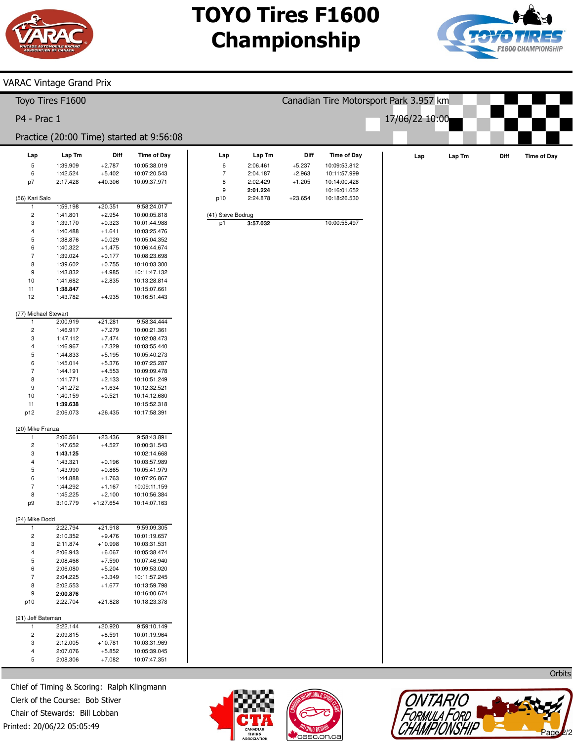# TOYO Tires F1600 Championship

VARAC Vintage Grand Prix

Toyo Tires F1600 — Canadian Tire Motorsport Park 3.957 km

P4 - Prac 1 — 17/06/22 10:00

Practice (20:00 Time) started at 9:56:08

| Lap | Lap Tm | Diff | Time of Day |
|---|---|---|---|
| 5 | 1:39.909 | +2.787 | 10:05:38.019 |
| 6 | 1:42.524 | +5.402 | 10:07:20.543 |
| p7 | 2:17.428 | +40.306 | 10:09:37.971 |

(56) Kari Salo

| Lap | Lap Tm | Diff | Time of Day |
|---|---|---|---|
| 1 | 1:59.198 | +20.351 | 9:58:24.017 |
| 2 | 1:41.801 | +2.954 | 10:00:05.818 |
| 3 | 1:39.170 | +0.323 | 10:01:44.988 |
| 4 | 1:40.488 | +1.641 | 10:03:25.476 |
| 5 | 1:38.876 | +0.029 | 10:05:04.352 |
| 6 | 1:40.322 | +1.475 | 10:06:44.674 |
| 7 | 1:39.024 | +0.177 | 10:08:23.698 |
| 8 | 1:39.602 | +0.755 | 10:10:03.300 |
| 9 | 1:43.832 | +4.985 | 10:11:47.132 |
| 10 | 1:41.682 | +2.835 | 10:13:28.814 |
| 11 | **1:38.847** | | 10:15:07.661 |
| 12 | 1:43.782 | +4.935 | 10:16:51.443 |

(77) Michael Stewart

| Lap | Lap Tm | Diff | Time of Day |
|---|---|---|---|
| 1 | 2:00.919 | +21.281 | 9:58:34.444 |
| 2 | 1:46.917 | +7.279 | 10:00:21.361 |
| 3 | 1:47.112 | +7.474 | 10:02:08.473 |
| 4 | 1:46.967 | +7.329 | 10:03:55.440 |
| 5 | 1:44.833 | +5.195 | 10:05:40.273 |
| 6 | 1:45.014 | +5.376 | 10:07:25.287 |
| 7 | 1:44.191 | +4.553 | 10:09:09.478 |
| 8 | 1:41.771 | +2.133 | 10:10:51.249 |
| 9 | 1:41.272 | +1.634 | 10:12:32.521 |
| 10 | 1:40.159 | +0.521 | 10:14:12.680 |
| 11 | **1:39.638** | | 10:15:52.318 |
| p12 | 2:06.073 | +26.435 | 10:17:58.391 |

(20) Mike Franza

| Lap | Lap Tm | Diff | Time of Day |
|---|---|---|---|
| 1 | 2:06.561 | +23.436 | 9:58:43.891 |
| 2 | 1:47.652 | +4.527 | 10:00:31.543 |
| 3 | **1:43.125** | | 10:02:14.668 |
| 4 | 1:43.321 | +0.196 | 10:03:57.989 |
| 5 | 1:43.990 | +0.865 | 10:05:41.979 |
| 6 | 1:44.888 | +1.763 | 10:07:26.867 |
| 7 | 1:44.292 | +1.167 | 10:09:11.159 |
| 8 | 1:45.225 | +2.100 | 10:10:56.384 |
| p9 | 3:10.779 | +1:27.654 | 10:14:07.163 |

(24) Mike Dodd

| Lap | Lap Tm | Diff | Time of Day |
|---|---|---|---|
| 1 | 2:22.794 | +21.918 | 9:59:09.305 |
| 2 | 2:10.352 | +9.476 | 10:01:19.657 |
| 3 | 2:11.874 | +10.998 | 10:03:31.531 |
| 4 | 2:06.943 | +6.067 | 10:05:38.474 |
| 5 | 2:08.466 | +7.590 | 10:07:46.940 |
| 6 | 2:06.080 | +5.204 | 10:09:53.020 |
| 7 | 2:04.225 | +3.349 | 10:11:57.245 |
| 8 | 2:02.553 | +1.677 | 10:13:59.798 |
| 9 | **2:00.876** | | 10:16:00.674 |
| p10 | 2:22.704 | +21.828 | 10:18:23.378 |

(21) Jeff Bateman

| Lap | Lap Tm | Diff | Time of Day |
|---|---|---|---|
| 1 | 2:22.144 | +20.920 | 9:59:10.149 |
| 2 | 2:09.815 | +8.591 | 10:01:19.964 |
| 3 | 2:12.005 | +10.781 | 10:03:31.969 |
| 4 | 2:07.076 | +5.852 | 10:05:39.045 |
| 5 | 2:08.306 | +7.082 | 10:07:47.351 |
| 6 | 2:06.461 | +5.237 | 10:09:53.812 |
| 7 | 2:04.187 | +2.963 | 10:11:57.999 |
| 8 | 2:02.429 | +1.205 | 10:14:00.428 |
| 9 | **2:01.224** | | 10:16:01.652 |
| p10 | 2:24.878 | +23.654 | 10:18:26.530 |

(41) Steve Bodrug

| Lap | Lap Tm | Diff | Time of Day |
|---|---|---|---|
| p1 | **3:57.032** | | 10:00:55.497 |

Orbits

Chief of Timing & Scoring: Ralph Klingmann
Clerk of the Course: Bob Stiver
Chair of Stewards: Bill Lobban
Printed: 20/06/22 05:05:49